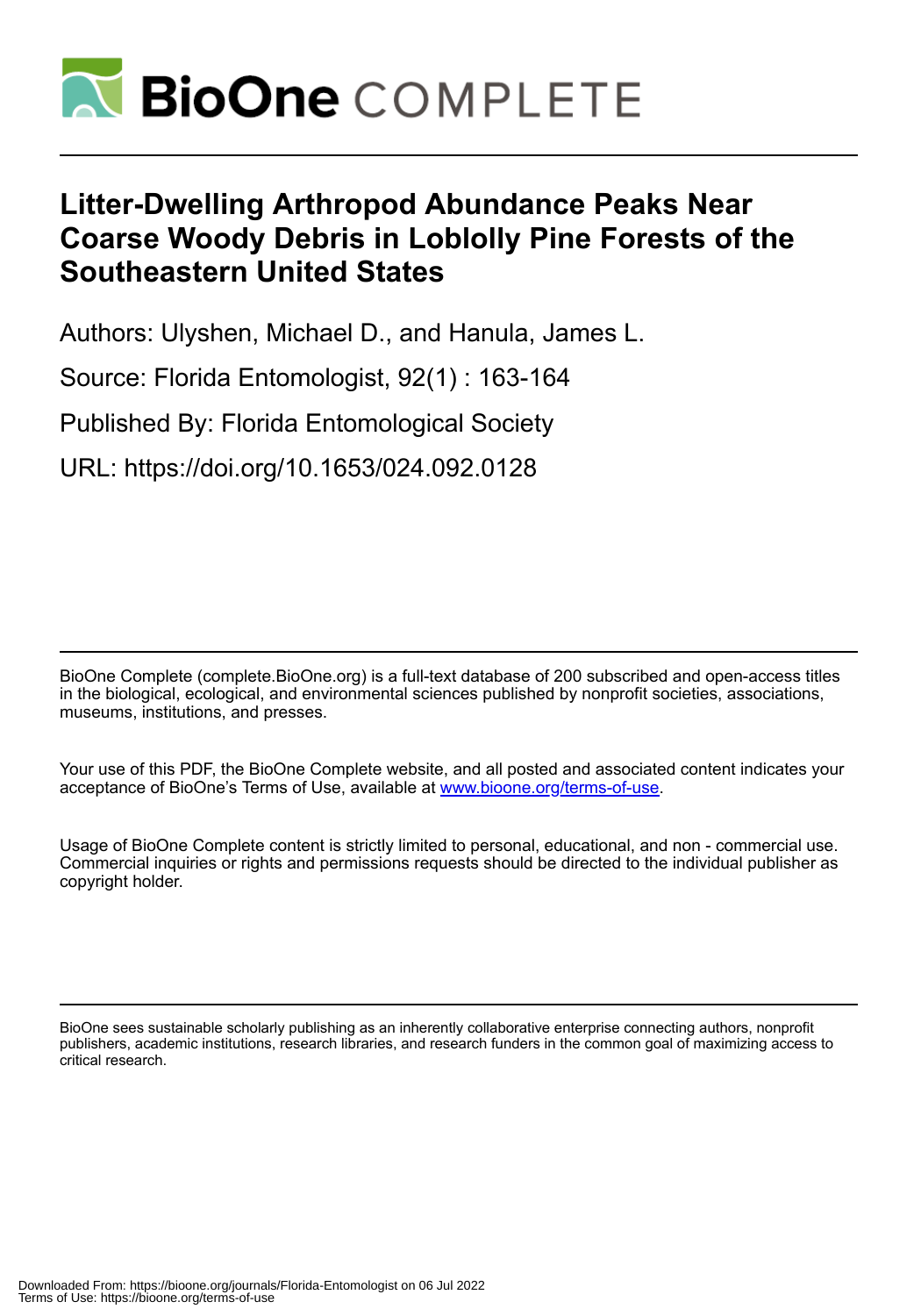# Litter-Dwelling Arthropod Abundance Peaks Near Coarse Woody Debris in Loblolly Pine Forests of the Southeastern United States

Authors: Ulyshen, Michael D., and Hanula, James L.

Source: Florida Entomologist, 92(1) : 163-164

Published By: Florida Entomological Society

URL: https://doi.org/10.1653/024.092.0128

BioOne Complete (complete.BioOne.org) is a full-text database of 200 subscribed and open-access titles in the biological, ecological, and environmental sciences published by nonprofit societies, associations, museums, institutions, and presses.

Your use of this PDF, the BioOne Complete website, and all posted and associated content indicates your acceptance of BioOne's Terms of Use, available at www.bioone.org/terms-of-use.

Usage of BioOne Complete content is strictly limited to personal, educational, and non - commercial use. Commercial inquiries or rights and permissions requests should be directed to the individual publisher as copyright holder.

BioOne sees sustainable scholarly publishing as an inherently collaborative enterprise connecting authors, nonprofit publishers, academic institutions, research libraries, and research funders in the common goal of maximizing access to critical research.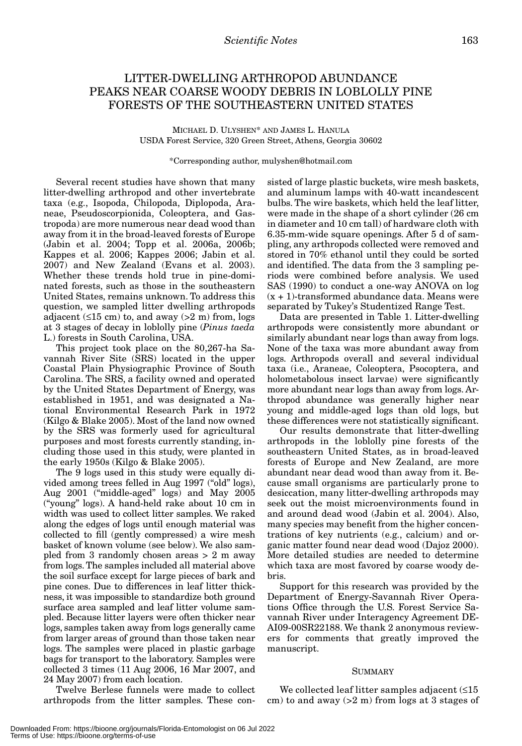# LITTER-DWELLING ARTHROPOD ABUNDANCE PEAKS NEAR COARSE WOODY DEBRIS IN LOBLOLLY PINE FORESTS OF THE SOUTHEASTERN UNITED STATES

MICHAEL D. ULYSHEN* AND JAMES L. HANULA
USDA Forest Service, 320 Green Street, Athens, Georgia 30602

*Corresponding author, mulyshen@hotmail.com

Several recent studies have shown that many litter-dwelling arthropod and other invertebrate taxa (e.g., Isopoda, Chilopoda, Diplopoda, Araneae, Pseudoscorpionida, Coleoptera, and Gastropoda) are more numerous near dead wood than away from it in the broad-leaved forests of Europe (Jabin et al. 2004; Topp et al. 2006a, 2006b; Kappes et al. 2006; Kappes 2006; Jabin et al. 2007) and New Zealand (Evans et al. 2003). Whether these trends hold true in pine-dominated forests, such as those in the southeastern United States, remains unknown. To address this question, we sampled litter dwelling arthropods adjacent (≤15 cm) to, and away (>2 m) from, logs at 3 stages of decay in loblolly pine (*Pinus taeda* L.) forests in South Carolina, USA.

This project took place on the 80,267-ha Savannah River Site (SRS) located in the upper Coastal Plain Physiographic Province of South Carolina. The SRS, a facility owned and operated by the United States Department of Energy, was established in 1951, and was designated a National Environmental Research Park in 1972 (Kilgo & Blake 2005). Most of the land now owned by the SRS was formerly used for agricultural purposes and most forests currently standing, including those used in this study, were planted in the early 1950s (Kilgo & Blake 2005).

The 9 logs used in this study were equally divided among trees felled in Aug 1997 ("old" logs), Aug 2001 ("middle-aged" logs) and May 2005 ("young" logs). A hand-held rake about 10 cm in width was used to collect litter samples. We raked along the edges of logs until enough material was collected to fill (gently compressed) a wire mesh basket of known volume (see below). We also sampled from 3 randomly chosen areas > 2 m away from logs. The samples included all material above the soil surface except for large pieces of bark and pine cones. Due to differences in leaf litter thickness, it was impossible to standardize both ground surface area sampled and leaf litter volume sampled. Because litter layers were often thicker near logs, samples taken away from logs generally came from larger areas of ground than those taken near logs. The samples were placed in plastic garbage bags for transport to the laboratory. Samples were collected 3 times (11 Aug 2006, 16 Mar 2007, and 24 May 2007) from each location.

Twelve Berlese funnels were made to collect arthropods from the litter samples. These consisted of large plastic buckets, wire mesh baskets, and aluminum lamps with 40-watt incandescent bulbs. The wire baskets, which held the leaf litter, were made in the shape of a short cylinder (26 cm in diameter and 10 cm tall) of hardware cloth with 6.35-mm-wide square openings. After 5 d of sampling, any arthropods collected were removed and stored in 70% ethanol until they could be sorted and identified. The data from the 3 sampling periods were combined before analysis. We used SAS (1990) to conduct a one-way ANOVA on log $(x + 1)$-transformed abundance data. Means were separated by Tukey's Studentized Range Test.

Data are presented in Table 1. Litter-dwelling arthropods were consistently more abundant or similarly abundant near logs than away from logs. None of the taxa was more abundant away from logs. Arthropods overall and several individual taxa (i.e., Araneae, Coleoptera, Psocoptera, and holometabolous insect larvae) were significantly more abundant near logs than away from logs. Arthropod abundance was generally higher near young and middle-aged logs than old logs, but these differences were not statistically significant.

Our results demonstrate that litter-dwelling arthropods in the loblolly pine forests of the southeastern United States, as in broad-leaved forests of Europe and New Zealand, are more abundant near dead wood than away from it. Because small organisms are particularly prone to desiccation, many litter-dwelling arthropods may seek out the moist microenvironments found in and around dead wood (Jabin et al. 2004). Also, many species may benefit from the higher concentrations of key nutrients (e.g., calcium) and organic matter found near dead wood (Dajoz 2000). More detailed studies are needed to determine which taxa are most favored by coarse woody debris.

Support for this research was provided by the Department of Energy-Savannah River Operations Office through the U.S. Forest Service Savannah River under Interagency Agreement DE-AI09-00SR22188. We thank 2 anonymous reviewers for comments that greatly improved the manuscript.

## SUMMARY

We collected leaf litter samples adjacent (≤15 cm) to and away (>2 m) from logs at 3 stages of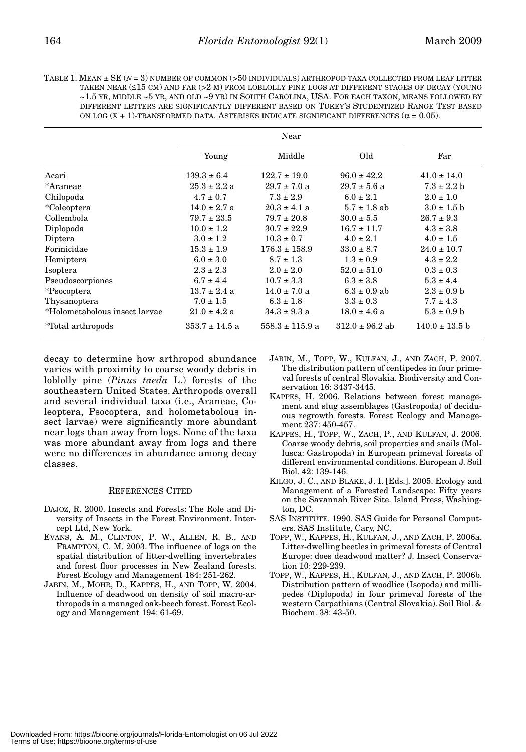TABLE 1. MEAN ± SE ($N = 3$) NUMBER OF COMMON (>50 INDIVIDUALS) ARTHROPOD TAXA COLLECTED FROM LEAF LITTER TAKEN NEAR (≤15 CM) AND FAR (>2 M) FROM LOBLOLLY PINE LOGS AT DIFFERENT STAGES OF DECAY (YOUNG ~1.5 YR, MIDDLE ~5 YR, AND OLD ~9 YR) IN SOUTH CAROLINA, USA. FOR EACH TAXON, MEANS FOLLOWED BY DIFFERENT LETTERS ARE SIGNIFICANTLY DIFFERENT BASED ON TUKEY'S STUDENTIZED RANGE TEST BASED ON LOG (X + 1)-TRANSFORMED DATA. ASTERISKS INDICATE SIGNIFICANT DIFFERENCES ($\alpha = 0.05$).

| | Near | | | Far |
|---|---|---|---|---|
| | Young | Middle | Old | |
| Acari | 139.3 ± 6.4 | 122.7 ± 19.0 | 96.0 ± 42.2 | 41.0 ± 14.0 |
| *Araneae | 25.3 ± 2.2 a | 29.7 ± 7.0 a | 29.7 ± 5.6 a | 7.3 ± 2.2 b |
| Chilopoda | 4.7 ± 0.7 | 7.3 ± 2.9 | 6.0 ± 2.1 | 2.0 ± 1.0 |
| *Coleoptera | 14.0 ± 2.7 a | 20.3 ± 4.1 a | 5.7 ± 1.8 ab | 3.0 ± 1.5 b |
| Collembola | 79.7 ± 23.5 | 79.7 ± 20.8 | 30.0 ± 5.5 | 26.7 ± 9.3 |
| Diplopoda | 10.0 ± 1.2 | 30.7 ± 22.9 | 16.7 ± 11.7 | 4.3 ± 3.8 |
| Diptera | 3.0 ± 1.2 | 10.3 ± 0.7 | 4.0 ± 2.1 | 4.0 ± 1.5 |
| Formicidae | 15.3 ± 1.9 | 176.3 ± 158.9 | 33.0 ± 8.7 | 24.0 ± 10.7 |
| Hemiptera | 6.0 ± 3.0 | 8.7 ± 1.3 | 1.3 ± 0.9 | 4.3 ± 2.2 |
| Isoptera | 2.3 ± 2.3 | 2.0 ± 2.0 | 52.0 ± 51.0 | 0.3 ± 0.3 |
| Pseudoscorpiones | 6.7 ± 4.4 | 10.7 ± 3.3 | 6.3 ± 3.8 | 5.3 ± 4.4 |
| *Psocoptera | 13.7 ± 2.4 a | 14.0 ± 7.0 a | 6.3 ± 0.9 ab | 2.3 ± 0.9 b |
| Thysanoptera | 7.0 ± 1.5 | 6.3 ± 1.8 | 3.3 ± 0.3 | 7.7 ± 4.3 |
| *Holometabolous insect larvae | 21.0 ± 4.2 a | 34.3 ± 9.3 a | 18.0 ± 4.6 a | 5.3 ± 0.9 b |
| *Total arthropods | 353.7 ± 14.5 a | 558.3 ± 115.9 a | 312.0 ± 96.2 ab | 140.0 ± 13.5 b |

decay to determine how arthropod abundance varies with proximity to coarse woody debris in loblolly pine (*Pinus taeda* L.) forests of the southeastern United States. Arthropods overall and several individual taxa (i.e., Araneae, Coleoptera, Psocoptera, and holometabolous insect larvae) were significantly more abundant near logs than away from logs. None of the taxa was more abundant away from logs and there were no differences in abundance among decay classes.

## REFERENCES CITED

DAJOZ, R. 2000. Insects and Forests: The Role and Diversity of Insects in the Forest Environment. Intercept Ltd, New York.

EVANS, A. M., CLINTON, P. W., ALLEN, R. B., AND FRAMPTON, C. M. 2003. The influence of logs on the spatial distribution of litter-dwelling invertebrates and forest floor processes in New Zealand forests. Forest Ecology and Management 184: 251-262.

JABIN, M., MOHR, D., KAPPES, H., AND TOPP, W. 2004. Influence of deadwood on density of soil macro-arthropods in a managed oak-beech forest. Forest Ecology and Management 194: 61-69.

JABIN, M., TOPP, W., KULFAN, J., AND ZACH, P. 2007. The distribution pattern of centipedes in four primeval forests of central Slovakia. Biodiversity and Conservation 16: 3437-3445.

KAPPES, H. 2006. Relations between forest management and slug assemblages (Gastropoda) of deciduous regrowth forests. Forest Ecology and Management 237: 450-457.

KAPPES, H., TOPP, W., ZACH, P., AND KULFAN, J. 2006. Coarse woody debris, soil properties and snails (Mollusca: Gastropoda) in European primeval forests of different environmental conditions. European J. Soil Biol. 42: 139-146.

KILGO, J. C., AND BLAKE, J. I. [Eds.]. 2005. Ecology and Management of a Forested Landscape: Fifty years on the Savannah River Site. Island Press, Washington, DC.

SAS INSTITUTE. 1990. SAS Guide for Personal Computers. SAS Institute, Cary, NC.

TOPP, W., KAPPES, H., KULFAN, J., AND ZACH, P. 2006a. Litter-dwelling beetles in primeval forests of Central Europe: does deadwood matter? J. Insect Conservation 10: 229-239.

TOPP, W., KAPPES, H., KULFAN, J., AND ZACH, P. 2006b. Distribution pattern of woodlice (Isopoda) and millipedes (Diplopoda) in four primeval forests of the western Carpathians (Central Slovakia). Soil Biol. & Biochem. 38: 43-50.